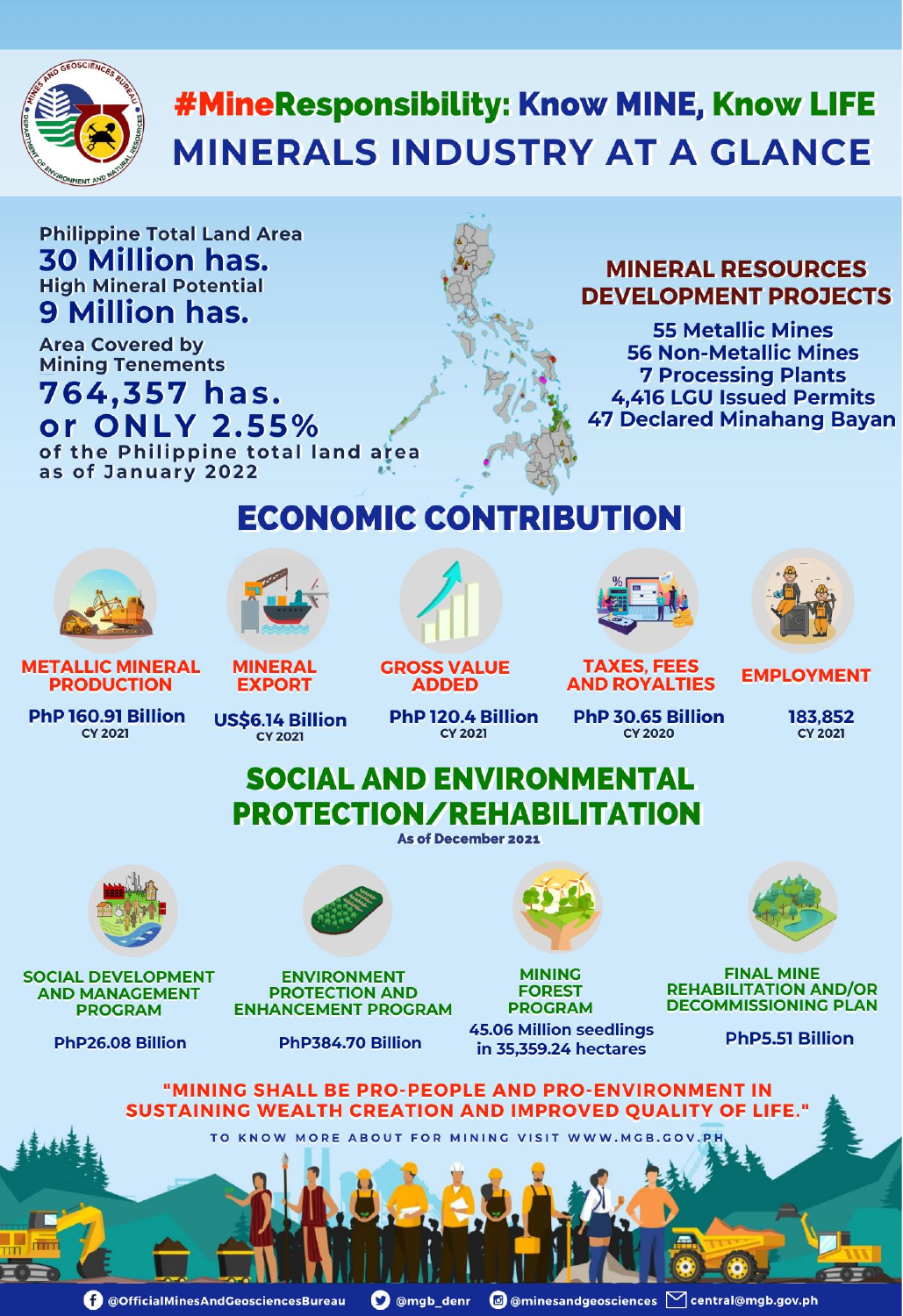# #MineResponsibility: Know MINE, Know LIFE

# MINERALS INDUSTRY AT A GLANCE

Philippine Total Land Area
**30 Million has.**

High Mineral Potential
**9 Million has.**

Area Covered by Mining Tenements
**764,357 has.**
**or ONLY 2.55%**
of the Philippine total land area as of January 2022

## MINERAL RESOURCES DEVELOPMENT PROJECTS

- 55 Metallic Mines
- 56 Non-Metallic Mines
- 7 Processing Plants
- 4,416 LGU Issued Permits
- 47 Declared Minahang Bayan

## ECONOMIC CONTRIBUTION

| METALLIC MINERAL PRODUCTION | MINERAL EXPORT | GROSS VALUE ADDED | TAXES, FEES AND ROYALTIES | EMPLOYMENT |
|---|---|---|---|---|
| PhP 160.91 Billion CY 2021 | US$6.14 Billion CY 2021 | PhP 120.4 Billion CY 2021 | PhP 30.65 Billion CY 2020 | 183,852 CY 2021 |

## SOCIAL AND ENVIRONMENTAL PROTECTION/REHABILITATION

As of December 2021

| SOCIAL DEVELOPMENT AND MANAGEMENT PROGRAM | ENVIRONMENT PROTECTION AND ENHANCEMENT PROGRAM | MINING FOREST PROGRAM | FINAL MINE REHABILITATION AND/OR DECOMMISSIONING PLAN |
|---|---|---|---|
| PhP26.08 Billion | PhP384.70 Billion | 45.06 Million seedlings in 35,359.24 hectares | PhP5.51 Billion |

**"MINING SHALL BE PRO-PEOPLE AND PRO-ENVIRONMENT IN SUSTAINING WEALTH CREATION AND IMPROVED QUALITY OF LIFE."**

TO KNOW MORE ABOUT FOR MINING VISIT WWW.MGB.GOV.PH

@OfficialMinesAndGeosciencesBureau | @mgb_denr | @minesandgeosciences | central@mgb.gov.ph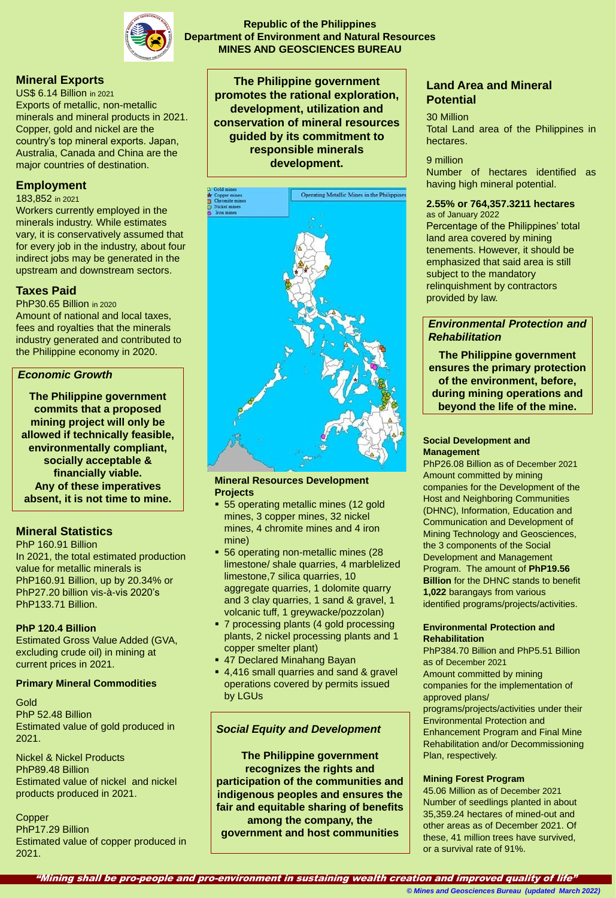**Republic of the Philippines**
**Department of Environment and Natural Resources**
**MINES AND GEOSCIENCES BUREAU**

## Mineral Exports

US$ 6.14 Billion in 2021

Exports of metallic, non-metallic minerals and mineral products in 2021. Copper, gold and nickel are the country's top mineral exports. Japan, Australia, Canada and China are the major countries of destination.

## Employment

183,852 in 2021

Workers currently employed in the minerals industry. While estimates vary, it is conservatively assumed that for every job in the industry, about four indirect jobs may be generated in the upstream and downstream sectors.

## Taxes Paid

PhP30.65 Billion in 2020

Amount of national and local taxes, fees and royalties that the minerals industry generated and contributed to the Philippine economy in 2020.

### *Economic Growth*

**The Philippine government commits that a proposed mining project will only be allowed if technically feasible, environmentally compliant, socially acceptable & financially viable. Any of these imperatives absent, it is not time to mine.**

## Mineral Statistics

PhP 160.91 Billion

In 2021, the total estimated production value for metallic minerals is PhP160.91 Billion, up by 20.34% or PhP27.20 billion vis-à-vis 2020's PhP133.71 Billion.

**PhP 120.4 Billion**

Estimated Gross Value Added (GVA, excluding crude oil) in mining at current prices in 2021.

**Primary Mineral Commodities**

Gold
PhP 52.48 Billion
Estimated value of gold produced in 2021.

Nickel & Nickel Products
PhP89.48 Billion
Estimated value of nickel and nickel products produced in 2021.

Copper
PhP17.29 Billion
Estimated value of copper produced in 2021.

**The Philippine government promotes the rational exploration, development, utilization and conservation of mineral resources guided by its commitment to responsible minerals development.**

Operating Metallic Mines in the Philippines

Gold mines
Copper mines
Chromite mines
Nickel mines
Iron mines

**Mineral Resources Development Projects**

- 55 operating metallic mines (12 gold mines, 3 copper mines, 32 nickel mines, 4 chromite mines and 4 iron mine)
- 56 operating non-metallic mines (28 limestone/ shale quarries, 4 marblelized limestone,7 silica quarries, 10 aggregate quarries, 1 dolomite quarry and 3 clay quarries, 1 sand & gravel, 1 volcanic tuff, 1 greywacke/pozzolan)
- 7 processing plants (4 gold processing plants, 2 nickel processing plants and 1 copper smelter plant)
- 47 Declared Minahang Bayan
- 4,416 small quarries and sand & gravel operations covered by permits issued by LGUs

### *Social Equity and Development*

**The Philippine government recognizes the rights and participation of the communities and indigenous peoples and ensures the fair and equitable sharing of benefits among the company, the government and host communities**

## Land Area and Mineral Potential

30 Million
Total Land area of the Philippines in hectares.

9 million
Number of hectares identified as having high mineral potential.

**2.55% or 764,357.3211 hectares**
as of January 2022
Percentage of the Philippines' total land area covered by mining tenements. However, it should be emphasized that said area is still subject to the mandatory relinquishment by contractors provided by law.

### *Environmental Protection and Rehabilitation*

**The Philippine government ensures the primary protection of the environment, before, during mining operations and beyond the life of the mine.**

**Social Development and Management**

PhP26.08 Billion as of December 2021
Amount committed by mining companies for the Development of the Host and Neighboring Communities (DHNC), Information, Education and Communication and Development of Mining Technology and Geosciences, the 3 components of the Social Development and Management Program. The amount of **PhP19.56 Billion** for the DHNC stands to benefit **1,022** barangays from various identified programs/projects/activities.

**Environmental Protection and Rehabilitation**

PhP384.70 Billion and PhP5.51 Billion as of December 2021
Amount committed by mining companies for the implementation of approved plans/ programs/projects/activities under their Environmental Protection and Enhancement Program and Final Mine Rehabilitation and/or Decommissioning Plan, respectively.

**Mining Forest Program**

45.06 Million as of December 2021
Number of seedlings planted in about 35,359.24 hectares of mined-out and other areas as of December 2021. Of these, 41 million trees have survived, or a survival rate of 91%.

*"Mining shall be pro-people and pro-environment in sustaining wealth creation and improved quality of life"*

*© Mines and Geosciences Bureau (updated March 2022)*